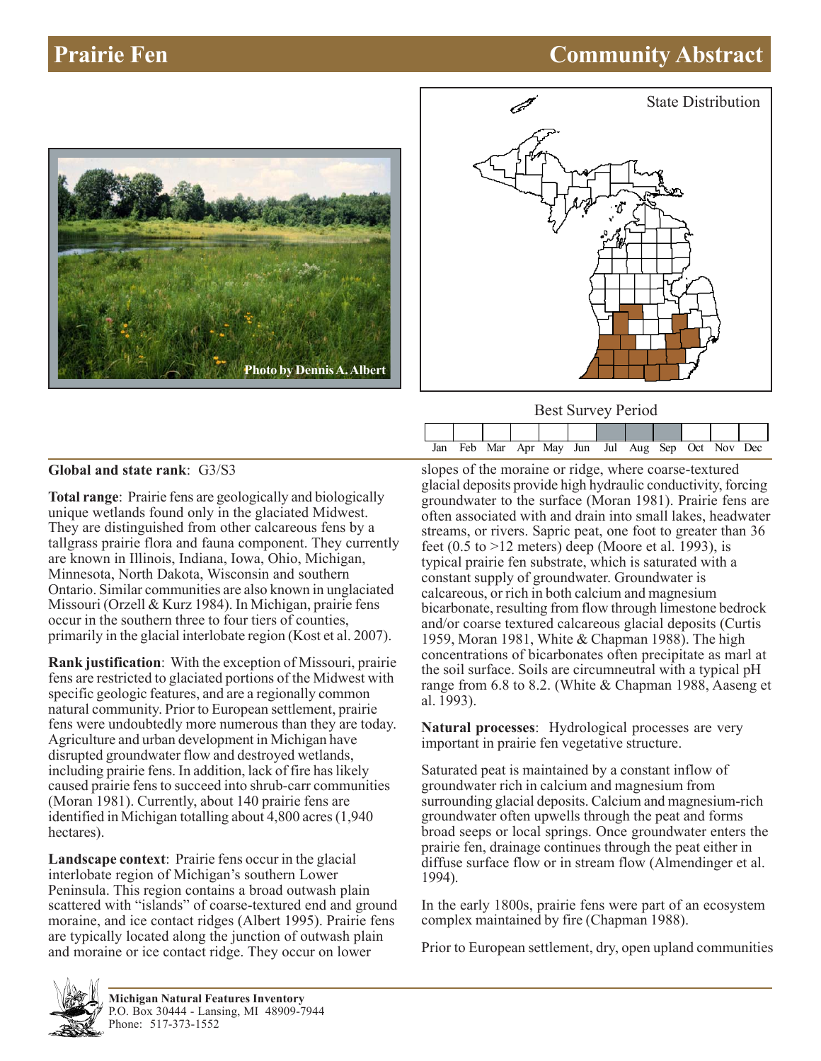# Prairie Fen — Community Abstract

Photo by Dennis A. Albert

State Distribution

Best Survey Period

| Jan | Feb | Mar | Apr | May | Jun | Jul | Aug | Sep | Oct | Nov | Dec |
|---|---|---|---|---|---|---|---|---|---|---|---|
| | | | | | | ■ | ■ | ■ | | | |

**Global and state rank**: G3/S3

**Total range**: Prairie fens are geologically and biologically unique wetlands found only in the glaciated Midwest. They are distinguished from other calcareous fens by a tallgrass prairie flora and fauna component. They currently are known in Illinois, Indiana, Iowa, Ohio, Michigan, Minnesota, North Dakota, Wisconsin and southern Ontario. Similar communities are also known in unglaciated Missouri (Orzell & Kurz 1984). In Michigan, prairie fens occur in the southern three to four tiers of counties, primarily in the glacial interlobate region (Kost et al. 2007).

**Rank justification**: With the exception of Missouri, prairie fens are restricted to glaciated portions of the Midwest with specific geologic features, and are a regionally common natural community. Prior to European settlement, prairie fens were undoubtedly more numerous than they are today. Agriculture and urban development in Michigan have disrupted groundwater flow and destroyed wetlands, including prairie fens. In addition, lack of fire has likely caused prairie fens to succeed into shrub-carr communities (Moran 1981). Currently, about 140 prairie fens are identified in Michigan totalling about 4,800 acres (1,940 hectares).

**Landscape context**: Prairie fens occur in the glacial interlobate region of Michigan's southern Lower Peninsula. This region contains a broad outwash plain scattered with "islands" of coarse-textured end and ground moraine, and ice contact ridges (Albert 1995). Prairie fens are typically located along the junction of outwash plain and moraine or ice contact ridge. They occur on lower slopes of the moraine or ridge, where coarse-textured glacial deposits provide high hydraulic conductivity, forcing groundwater to the surface (Moran 1981). Prairie fens are often associated with and drain into small lakes, headwater streams, or rivers. Sapric peat, one foot to greater than 36 feet (0.5 to >12 meters) deep (Moore et al. 1993), is typical prairie fen substrate, which is saturated with a constant supply of groundwater. Groundwater is calcareous, or rich in both calcium and magnesium bicarbonate, resulting from flow through limestone bedrock and/or coarse textured calcareous glacial deposits (Curtis 1959, Moran 1981, White & Chapman 1988). The high concentrations of bicarbonates often precipitate as marl at the soil surface. Soils are circumneutral with a typical pH range from 6.8 to 8.2. (White & Chapman 1988, Aaseng et al. 1993).

**Natural processes**: Hydrological processes are very important in prairie fen vegetative structure.

Saturated peat is maintained by a constant inflow of groundwater rich in calcium and magnesium from surrounding glacial deposits. Calcium and magnesium-rich groundwater often upwells through the peat and forms broad seeps or local springs. Once groundwater enters the prairie fen, drainage continues through the peat either in diffuse surface flow or in stream flow (Almendinger et al. 1994).

In the early 1800s, prairie fens were part of an ecosystem complex maintained by fire (Chapman 1988).

Prior to European settlement, dry, open upland communities

**Michigan Natural Features Inventory**
P.O. Box 30444 - Lansing, MI 48909-7944
Phone: 517-373-1552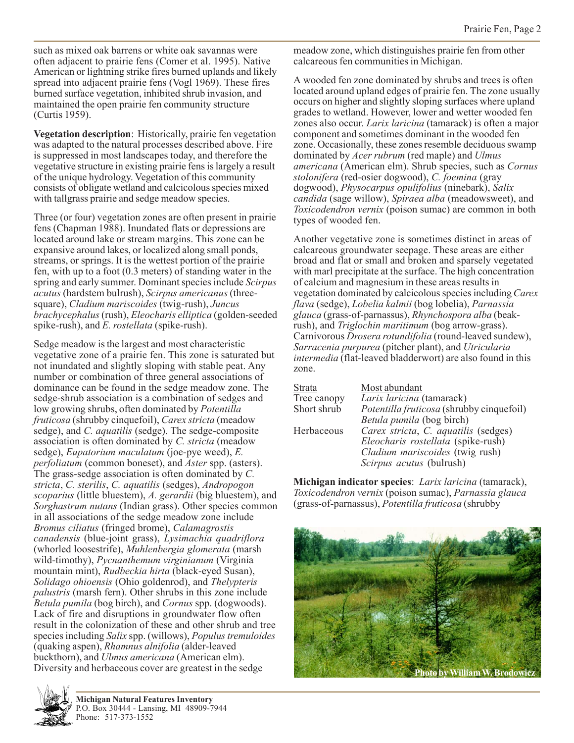such as mixed oak barrens or white oak savannas were often adjacent to prairie fens (Comer et al. 1995). Native American or lightning strike fires burned uplands and likely spread into adjacent prairie fens (Vogl 1969). These fires burned surface vegetation, inhibited shrub invasion, and maintained the open prairie fen community structure (Curtis 1959).

**Vegetation description**: Historically, prairie fen vegetation was adapted to the natural processes described above. Fire is suppressed in most landscapes today, and therefore the vegetative structure in existing prairie fens is largely a result of the unique hydrology. Vegetation of this community consists of obligate wetland and calcicolous species mixed with tallgrass prairie and sedge meadow species.

Three (or four) vegetation zones are often present in prairie fens (Chapman 1988). Inundated flats or depressions are located around lake or stream margins. This zone can be expansive around lakes, or localized along small ponds, streams, or springs. It is the wettest portion of the prairie fen, with up to a foot (0.3 meters) of standing water in the spring and early summer. Dominant species include *Scirpus acutus* (hardstem bulrush), *Scirpus americanus* (three-square), *Cladium mariscoides* (twig-rush), *Juncus brachycephalus* (rush), *Eleocharis elliptica* (golden-seeded spike-rush), and *E. rostellata* (spike-rush).

Sedge meadow is the largest and most characteristic vegetative zone of a prairie fen. This zone is saturated but not inundated and slightly sloping with stable peat. Any number or combination of three general associations of dominance can be found in the sedge meadow zone. The sedge-shrub association is a combination of sedges and low growing shrubs, often dominated by *Potentilla fruticosa* (shrubby cinquefoil), *Carex stricta* (meadow sedge), and *C. aquatilis* (sedge). The sedge-composite association is often dominated by *C. stricta* (meadow sedge), *Eupatorium maculatum* (joe-pye weed), *E. perfoliatum* (common boneset), and *Aster* spp. (asters). The grass-sedge association is often dominated by *C. stricta*, *C. sterilis*, *C. aquatilis* (sedges), *Andropogon scoparius* (little bluestem), *A. gerardii* (big bluestem), and *Sorghastrum nutans* (Indian grass). Other species common in all associations of the sedge meadow zone include *Bromus ciliatus* (fringed brome), *Calamagrostis canadensis* (blue-joint grass), *Lysimachia quadriflora* (whorled loosestrife), *Muhlenbergia glomerata* (marsh wild-timothy), *Pycnanthemum virginianum* (Virginia mountain mint), *Rudbeckia hirta* (black-eyed Susan), *Solidago ohioensis* (Ohio goldenrod), and *Thelypteris palustris* (marsh fern). Other shrubs in this zone include *Betula pumila* (bog birch), and *Cornus* spp. (dogwoods). Lack of fire and disruptions in groundwater flow often result in the colonization of these and other shrub and tree species including *Salix* spp. (willows), *Populus tremuloides* (quaking aspen), *Rhamnus alnifolia* (alder-leaved buckthorn), and *Ulmus americana* (American elm). Diversity and herbaceous cover are greatest in the sedge meadow zone, which distinguishes prairie fen from other calcareous fen communities in Michigan.

A wooded fen zone dominated by shrubs and trees is often located around upland edges of prairie fen. The zone usually occurs on higher and slightly sloping surfaces where upland grades to wetland. However, lower and wetter wooded fen zones also occur. *Larix laricina* (tamarack) is often a major component and sometimes dominant in the wooded fen zone. Occasionally, these zones resemble deciduous swamp dominated by *Acer rubrum* (red maple) and *Ulmus americana* (American elm). Shrub species, such as *Cornus stolonifera* (red-osier dogwood), *C. foemina* (gray dogwood), *Physocarpus opulifolius* (ninebark), *Salix candida* (sage willow), *Spiraea alba* (meadowsweet), and *Toxicodendron vernix* (poison sumac) are common in both types of wooded fen.

Another vegetative zone is sometimes distinct in areas of calcareous groundwater seepage. These areas are either broad and flat or small and broken and sparsely vegetated with marl precipitate at the surface. The high concentration of calcium and magnesium in these areas results in vegetation dominated by calcicolous species including *Carex flava* (sedge), *Lobelia kalmii* (bog lobelia), *Parnassia glauca* (grass-of-parnassus), *Rhynchospora alba* (beak-rush), and *Triglochin maritimum* (bog arrow-grass). Carnivorous *Drosera rotundifolia* (round-leaved sundew), *Sarracenia purpurea* (pitcher plant), and *Utricularia intermedia* (flat-leaved bladderwort) are also found in this zone.

| Strata | Most abundant |
|---|---|
| Tree canopy | *Larix laricina* (tamarack) |
| Short shrub | *Potentilla fruticosa* (shrubby cinquefoil)<br>*Betula pumila* (bog birch) |
| Herbaceous | *Carex stricta*, *C. aquatilis* (sedges)<br>*Eleocharis rostellata* (spike-rush)<br>*Cladium mariscoides* (twig rush)<br>*Scirpus acutus* (bulrush) |

**Michigan indicator species**: *Larix laricina* (tamarack), *Toxicodendron vernix* (poison sumac), *Parnassia glauca* (grass-of-parnassus), *Potentilla fruticosa* (shrubby

Photo by William W. Brodowicz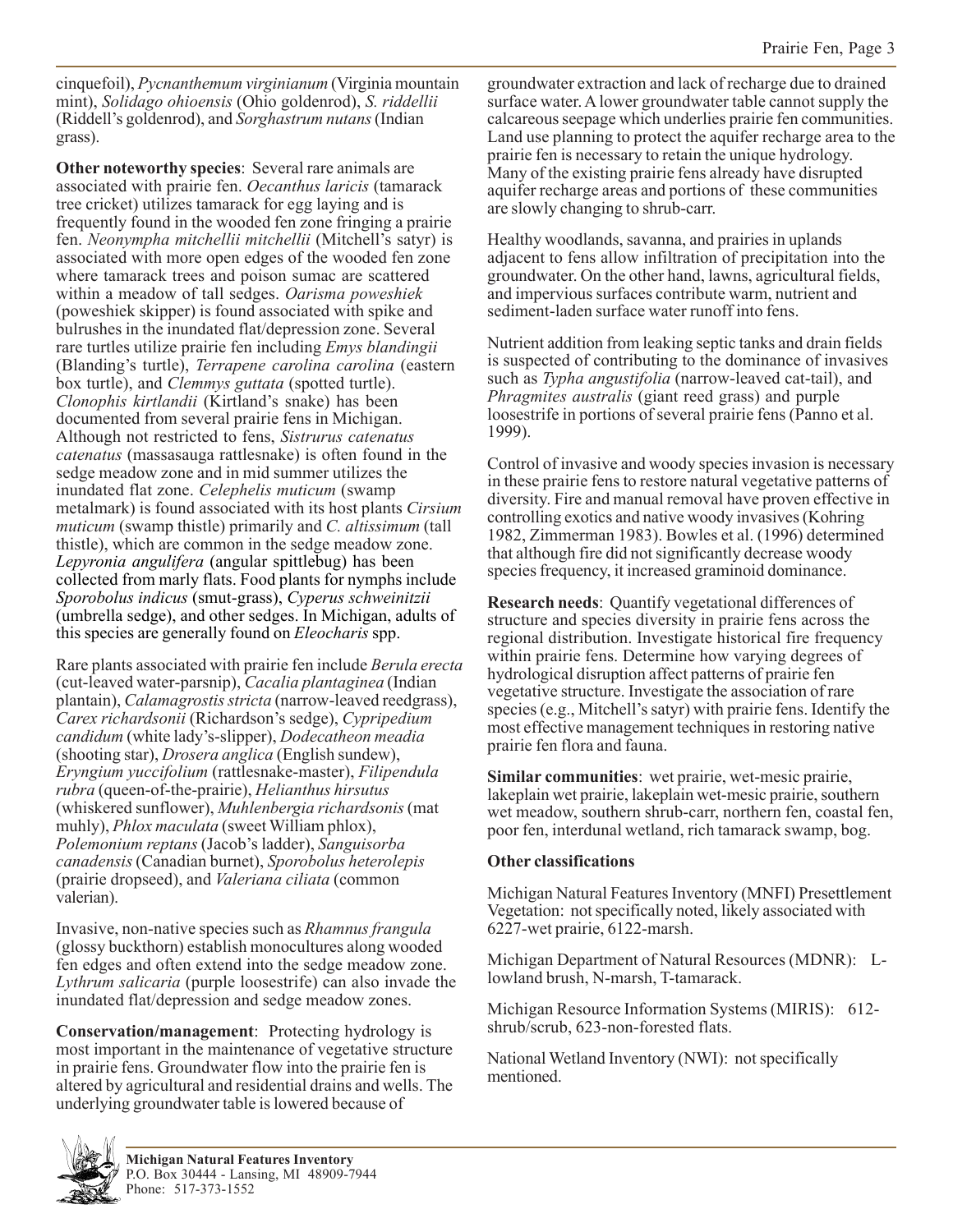cinquefoil), *Pycnanthemum virginianum* (Virginia mountain mint), *Solidago ohioensis* (Ohio goldenrod), *S. riddellii* (Riddell's goldenrod), and *Sorghastrum nutans* (Indian grass).

**Other noteworthy species**: Several rare animals are associated with prairie fen. *Oecanthus laricis* (tamarack tree cricket) utilizes tamarack for egg laying and is frequently found in the wooded fen zone fringing a prairie fen. *Neonympha mitchellii mitchellii* (Mitchell's satyr) is associated with more open edges of the wooded fen zone where tamarack trees and poison sumac are scattered within a meadow of tall sedges. *Oarisma poweshiek* (poweshiek skipper) is found associated with spike and bulrushes in the inundated flat/depression zone. Several rare turtles utilize prairie fen including *Emys blandingii* (Blanding's turtle), *Terrapene carolina carolina* (eastern box turtle), and *Clemmys guttata* (spotted turtle). *Clonophis kirtlandii* (Kirtland's snake) has been documented from several prairie fens in Michigan. Although not restricted to fens, *Sistrurus catenatus catenatus* (massasauga rattlesnake) is often found in the sedge meadow zone and in mid summer utilizes the inundated flat zone. *Celephelis muticum* (swamp metalmark) is found associated with its host plants *Cirsium muticum* (swamp thistle) primarily and *C. altissimum* (tall thistle), which are common in the sedge meadow zone. *Lepyronia angulifera* (angular spittlebug) has been collected from marly flats. Food plants for nymphs include *Sporobolus indicus* (smut-grass), *Cyperus schweinitzii* (umbrella sedge), and other sedges. In Michigan, adults of this species are generally found on *Eleocharis* spp.

Rare plants associated with prairie fen include *Berula erecta* (cut-leaved water-parsnip), *Cacalia plantaginea* (Indian plantain), *Calamagrostis stricta* (narrow-leaved reedgrass), *Carex richardsonii* (Richardson's sedge), *Cypripedium candidum* (white lady's-slipper), *Dodecatheon meadia* (shooting star), *Drosera anglica* (English sundew), *Eryngium yuccifolium* (rattlesnake-master), *Filipendula rubra* (queen-of-the-prairie), *Helianthus hirsutus* (whiskered sunflower), *Muhlenbergia richardsonis* (mat muhly), *Phlox maculata* (sweet William phlox), *Polemonium reptans* (Jacob's ladder), *Sanguisorba canadensis* (Canadian burnet), *Sporobolus heterolepis* (prairie dropseed), and *Valeriana ciliata* (common valerian).

Invasive, non-native species such as *Rhamnus frangula* (glossy buckthorn) establish monocultures along wooded fen edges and often extend into the sedge meadow zone. *Lythrum salicaria* (purple loosestrife) can also invade the inundated flat/depression and sedge meadow zones.

**Conservation/management**: Protecting hydrology is most important in the maintenance of vegetative structure in prairie fens. Groundwater flow into the prairie fen is altered by agricultural and residential drains and wells. The underlying groundwater table is lowered because of groundwater extraction and lack of recharge due to drained surface water. A lower groundwater table cannot supply the calcareous seepage which underlies prairie fen communities. Land use planning to protect the aquifer recharge area to the prairie fen is necessary to retain the unique hydrology. Many of the existing prairie fens already have disrupted aquifer recharge areas and portions of these communities are slowly changing to shrub-carr.

Healthy woodlands, savanna, and prairies in uplands adjacent to fens allow infiltration of precipitation into the groundwater. On the other hand, lawns, agricultural fields, and impervious surfaces contribute warm, nutrient and sediment-laden surface water runoff into fens.

Nutrient addition from leaking septic tanks and drain fields is suspected of contributing to the dominance of invasives such as *Typha angustifolia* (narrow-leaved cat-tail), and *Phragmites australis* (giant reed grass) and purple loosestrife in portions of several prairie fens (Panno et al. 1999).

Control of invasive and woody species invasion is necessary in these prairie fens to restore natural vegetative patterns of diversity. Fire and manual removal have proven effective in controlling exotics and native woody invasives (Kohring 1982, Zimmerman 1983). Bowles et al. (1996) determined that although fire did not significantly decrease woody species frequency, it increased graminoid dominance.

**Research needs**: Quantify vegetational differences of structure and species diversity in prairie fens across the regional distribution. Investigate historical fire frequency within prairie fens. Determine how varying degrees of hydrological disruption affect patterns of prairie fen vegetative structure. Investigate the association of rare species (e.g., Mitchell's satyr) with prairie fens. Identify the most effective management techniques in restoring native prairie fen flora and fauna.

**Similar communities**: wet prairie, wet-mesic prairie, lakeplain wet prairie, lakeplain wet-mesic prairie, southern wet meadow, southern shrub-carr, northern fen, coastal fen, poor fen, interdunal wetland, rich tamarack swamp, bog.

**Other classifications**

Michigan Natural Features Inventory (MNFI) Presettlement Vegetation: not specifically noted, likely associated with 6227-wet prairie, 6122-marsh.

Michigan Department of Natural Resources (MDNR): L-lowland brush, N-marsh, T-tamarack.

Michigan Resource Information Systems (MIRIS): 612-shrub/scrub, 623-non-forested flats.

National Wetland Inventory (NWI): not specifically mentioned.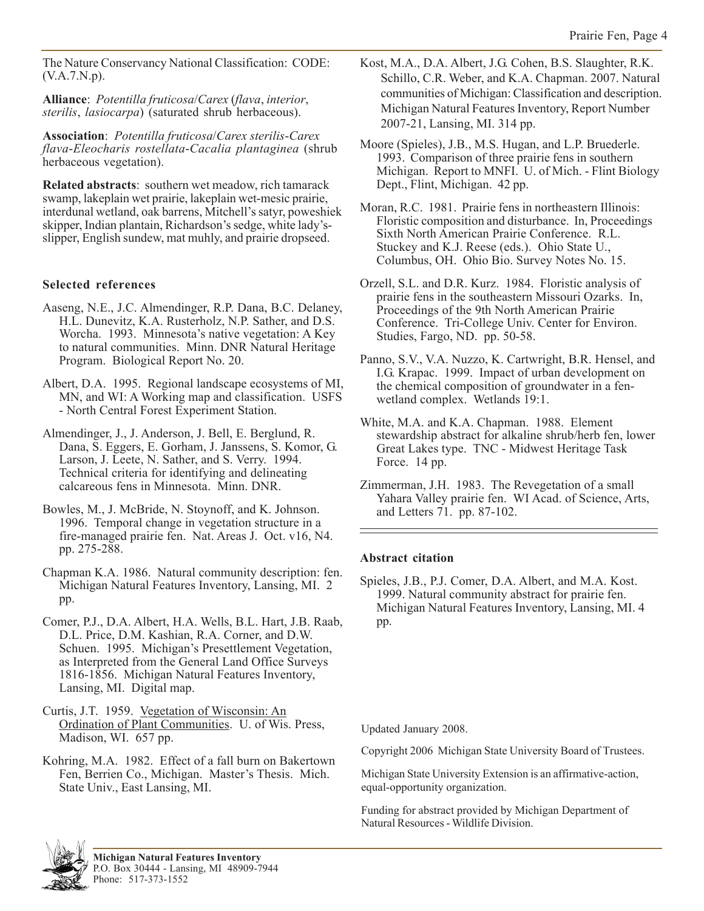The Nature Conservancy National Classification: CODE: (V.A.7.N.p).

**Alliance**: *Potentilla fruticosa*/*Carex* (*flava*, *interior*, *sterilis*, *lasiocarpa*) (saturated shrub herbaceous).

**Association**: *Potentilla fruticosa*/*Carex sterilis*-*Carex flava*-*Eleocharis rostellata*-*Cacalia plantaginea* (shrub herbaceous vegetation).

**Related abstracts**: southern wet meadow, rich tamarack swamp, lakeplain wet prairie, lakeplain wet-mesic prairie, interdunal wetland, oak barrens, Mitchell's satyr, poweshiek skipper, Indian plantain, Richardson's sedge, white lady's-slipper, English sundew, mat muhly, and prairie dropseed.

### Selected references

Aaseng, N.E., J.C. Almendinger, R.P. Dana, B.C. Delaney, H.L. Dunevitz, K.A. Rusterholz, N.P. Sather, and D.S. Worcha. 1993. Minnesota's native vegetation: A Key to natural communities. Minn. DNR Natural Heritage Program. Biological Report No. 20.

Albert, D.A. 1995. Regional landscape ecosystems of MI, MN, and WI: A Working map and classification. USFS - North Central Forest Experiment Station.

Almendinger, J., J. Anderson, J. Bell, E. Berglund, R. Dana, S. Eggers, E. Gorham, J. Janssens, S. Komor, G. Larson, J. Leete, N. Sather, and S. Verry. 1994. Technical criteria for identifying and delineating calcareous fens in Minnesota. Minn. DNR.

Bowles, M., J. McBride, N. Stoynoff, and K. Johnson. 1996. Temporal change in vegetation structure in a fire-managed prairie fen. Nat. Areas J. Oct. v16, N4. pp. 275-288.

Chapman K.A. 1986. Natural community description: fen. Michigan Natural Features Inventory, Lansing, MI. 2 pp.

Comer, P.J., D.A. Albert, H.A. Wells, B.L. Hart, J.B. Raab, D.L. Price, D.M. Kashian, R.A. Corner, and D.W. Schuen. 1995. Michigan's Presettlement Vegetation, as Interpreted from the General Land Office Surveys 1816-1856. Michigan Natural Features Inventory, Lansing, MI. Digital map.

Curtis, J.T. 1959. Vegetation of Wisconsin: An Ordination of Plant Communities. U. of Wis. Press, Madison, WI. 657 pp.

Kohring, M.A. 1982. Effect of a fall burn on Bakertown Fen, Berrien Co., Michigan. Master's Thesis. Mich. State Univ., East Lansing, MI.

Kost, M.A., D.A. Albert, J.G. Cohen, B.S. Slaughter, R.K. Schillo, C.R. Weber, and K.A. Chapman. 2007. Natural communities of Michigan: Classification and description. Michigan Natural Features Inventory, Report Number 2007-21, Lansing, MI. 314 pp.

Moore (Spieles), J.B., M.S. Hugan, and L.P. Bruederle. 1993. Comparison of three prairie fens in southern Michigan. Report to MNFI. U. of Mich. - Flint Biology Dept., Flint, Michigan. 42 pp.

Moran, R.C. 1981. Prairie fens in northeastern Illinois: Floristic composition and disturbance. In, Proceedings Sixth North American Prairie Conference. R.L. Stuckey and K.J. Reese (eds.). Ohio State U., Columbus, OH. Ohio Bio. Survey Notes No. 15.

Orzell, S.L. and D.R. Kurz. 1984. Floristic analysis of prairie fens in the southeastern Missouri Ozarks. In, Proceedings of the 9th North American Prairie Conference. Tri-College Univ. Center for Environ. Studies, Fargo, ND. pp. 50-58.

Panno, S.V., V.A. Nuzzo, K. Cartwright, B.R. Hensel, and I.G. Krapac. 1999. Impact of urban development on the chemical composition of groundwater in a fen-wetland complex. Wetlands 19:1.

White, M.A. and K.A. Chapman. 1988. Element stewardship abstract for alkaline shrub/herb fen, lower Great Lakes type. TNC - Midwest Heritage Task Force. 14 pp.

Zimmerman, J.H. 1983. The Revegetation of a small Yahara Valley prairie fen. WI Acad. of Science, Arts, and Letters 71. pp. 87-102.

### Abstract citation

Spieles, J.B., P.J. Comer, D.A. Albert, and M.A. Kost. 1999. Natural community abstract for prairie fen. Michigan Natural Features Inventory, Lansing, MI. 4 pp.

Updated January 2008.

Copyright 2006 Michigan State University Board of Trustees.

Michigan State University Extension is an affirmative-action, equal-opportunity organization.

Funding for abstract provided by Michigan Department of Natural Resources - Wildlife Division.

**Michigan Natural Features Inventory**
P.O. Box 30444 - Lansing, MI 48909-7944
Phone: 517-373-1552